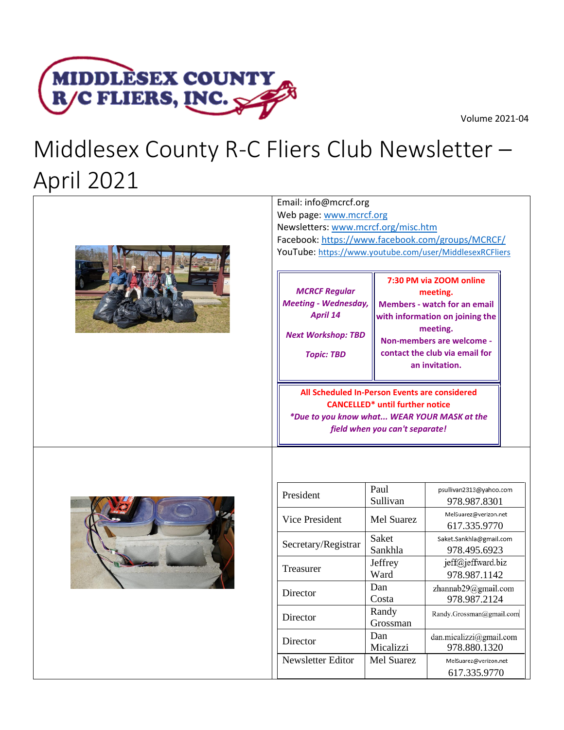Volume 2021-04

# Middlesex County R-C Fliers Club Newsletter – April 2021

Email: info@mcrcf.org
Web page: www.mcrcf.org
Newsletters: www.mcrcf.org/misc.htm
Facebook: https://www.facebook.com/groups/MCRCF/
YouTube: https://www.youtube.com/user/MiddlesexRCFliers

| *MCRCF Regular Meeting - Wednesday, April 14*<br><br>*Next Workshop: TBD*<br><br>*Topic: TBD* | **7:30 PM via ZOOM online meeting.**<br>**Members - watch for an email with information on joining the meeting.**<br>**Non-members are welcome - contact the club via email for an invitation.** |
|---|---|

**All Scheduled In-Person Events are considered CANCELLED\* until further notice**
***Due to you know what... WEAR YOUR MASK at the field when you can't separate!***

| | | |
|---|---|---|
| President | Paul Sullivan | psullivan2313@yahoo.com<br>978.987.8301 |
| Vice President | Mel Suarez | MelSuarez@verizon.net<br>617.335.9770 |
| Secretary/Registrar | Saket Sankhla | Saket.Sankhla@gmail.com<br>978.495.6923 |
| Treasurer | Jeffrey Ward | jeff@jeffward.biz<br>978.987.1142 |
| Director | Dan Costa | zhannab29@gmail.com<br>978.987.2124 |
| Director | Randy Grossman | Randy.Grossman@gmail.com |
| Director | Dan Micalizzi | dan.micalizzi@gmail.com<br>978.880.1320 |
| Newsletter Editor | Mel Suarez | MelSuarez@verizon.net<br>617.335.9770 |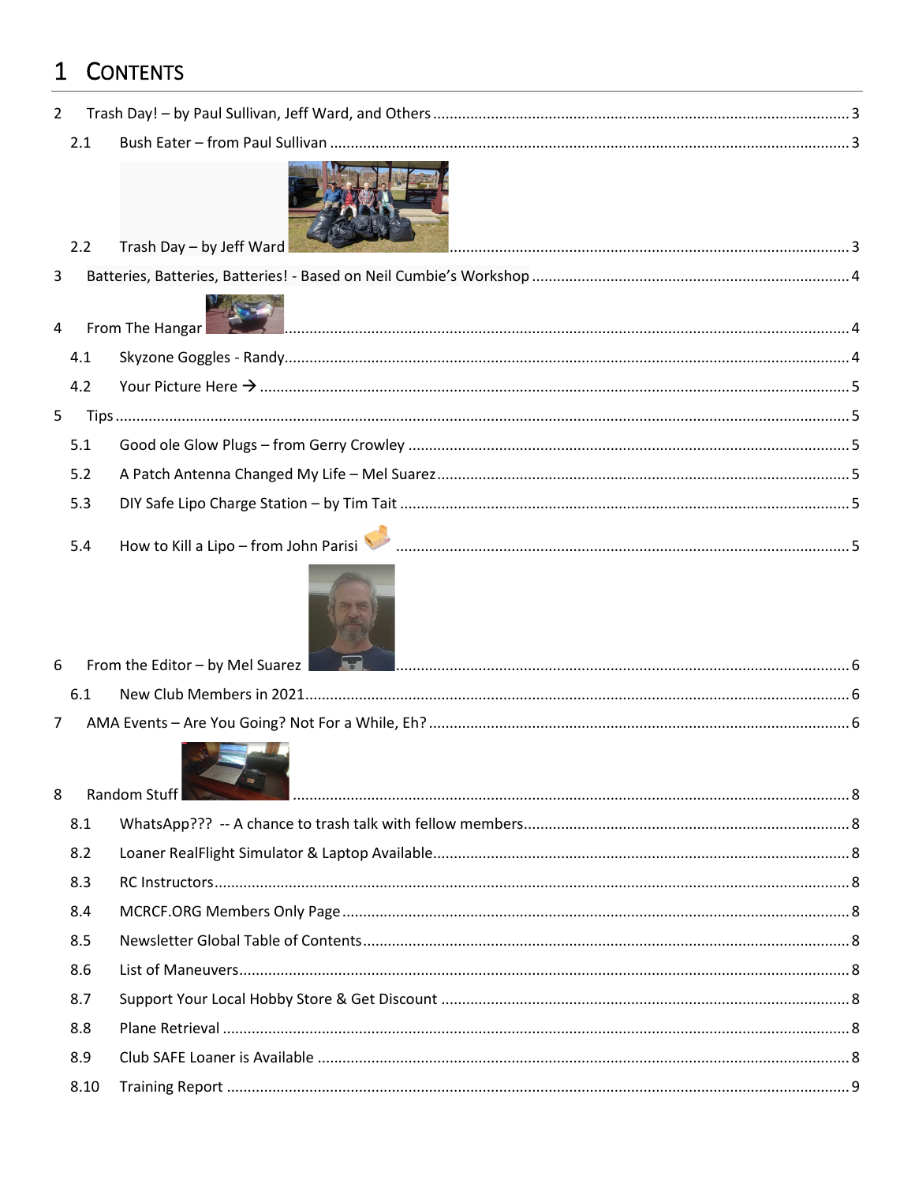# 1 CONTENTS

2 Trash Day! – by Paul Sullivan, Jeff Ward, and Others ..... 3

- 2.1 Bush Eater – from Paul Sullivan ..... 3
- 2.2 Trash Day – by Jeff Ward ..... 3

3 Batteries, Batteries, Batteries! - Based on Neil Cumbie's Workshop ..... 4

4 From The Hangar ..... 4

- 4.1 Skyzone Goggles - Randy ..... 4
- 4.2 Your Picture Here → ..... 5

5 Tips ..... 5

- 5.1 Good ole Glow Plugs – from Gerry Crowley ..... 5
- 5.2 A Patch Antenna Changed My Life – Mel Suarez ..... 5
- 5.3 DIY Safe Lipo Charge Station – by Tim Tait ..... 5
- 5.4 How to Kill a Lipo – from John Parisi ..... 5

6 From the Editor – by Mel Suarez ..... 6

- 6.1 New Club Members in 2021 ..... 6

7 AMA Events – Are You Going? Not For a While, Eh? ..... 6

8 Random Stuff ..... 8

- 8.1 WhatsApp??? -- A chance to trash talk with fellow members ..... 8
- 8.2 Loaner RealFlight Simulator & Laptop Available ..... 8
- 8.3 RC Instructors ..... 8
- 8.4 MCRCF.ORG Members Only Page ..... 8
- 8.5 Newsletter Global Table of Contents ..... 8
- 8.6 List of Maneuvers ..... 8
- 8.7 Support Your Local Hobby Store & Get Discount ..... 8
- 8.8 Plane Retrieval ..... 8
- 8.9 Club SAFE Loaner is Available ..... 8
- 8.10 Training Report ..... 9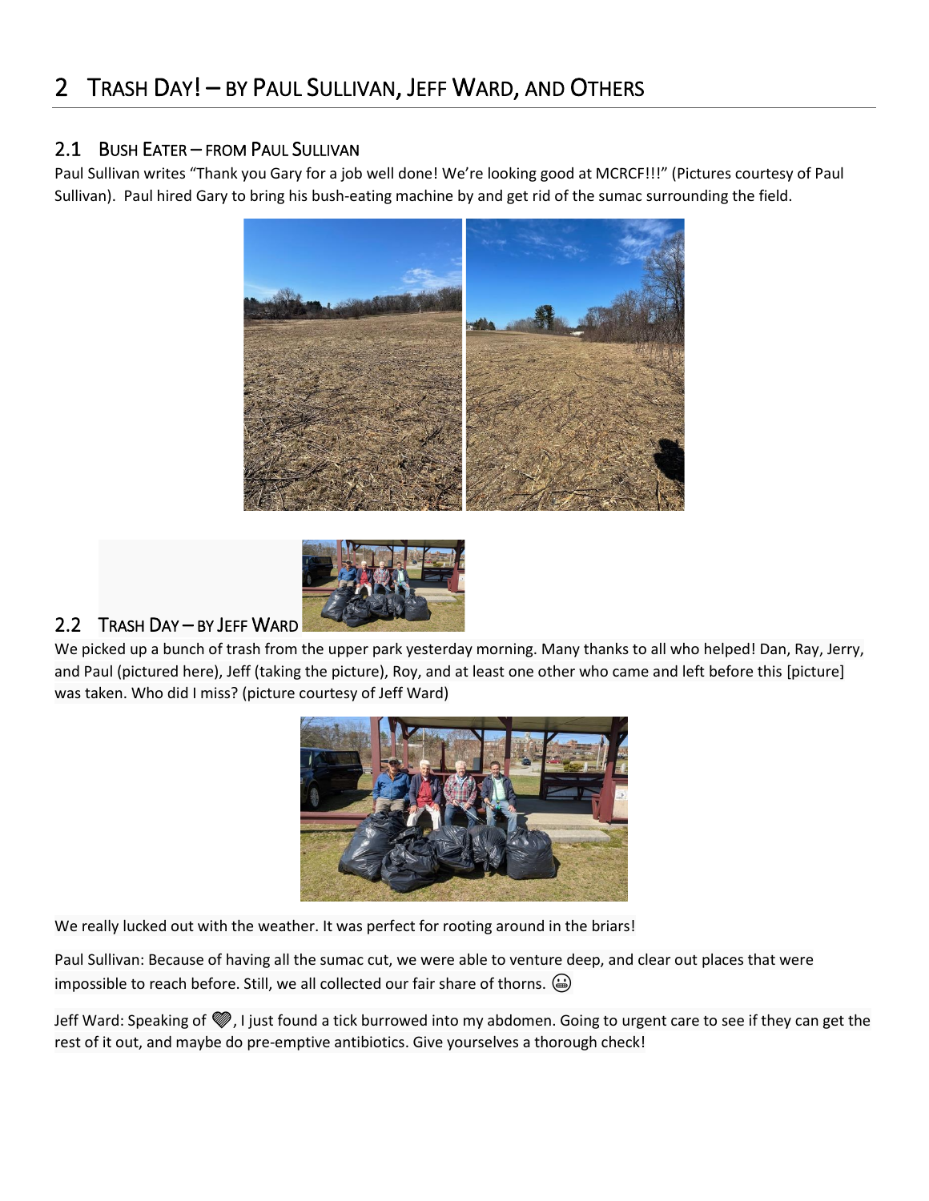# 2 Trash Day! – by Paul Sullivan, Jeff Ward, and Others

## 2.1 Bush Eater – from Paul Sullivan

Paul Sullivan writes "Thank you Gary for a job well done! We're looking good at MCRCF!!!" (Pictures courtesy of Paul Sullivan). Paul hired Gary to bring his bush-eating machine by and get rid of the sumac surrounding the field.

## 2.2 Trash Day – by Jeff Ward

We picked up a bunch of trash from the upper park yesterday morning. Many thanks to all who helped! Dan, Ray, Jerry, and Paul (pictured here), Jeff (taking the picture), Roy, and at least one other who came and left before this [picture] was taken. Who did I miss? (picture courtesy of Jeff Ward)

We really lucked out with the weather. It was perfect for rooting around in the briars!

Paul Sullivan: Because of having all the sumac cut, we were able to venture deep, and clear out places that were impossible to reach before. Still, we all collected our fair share of thorns. 😬

Jeff Ward: Speaking of 💔, I just found a tick burrowed into my abdomen. Going to urgent care to see if they can get the rest of it out, and maybe do pre-emptive antibiotics. Give yourselves a thorough check!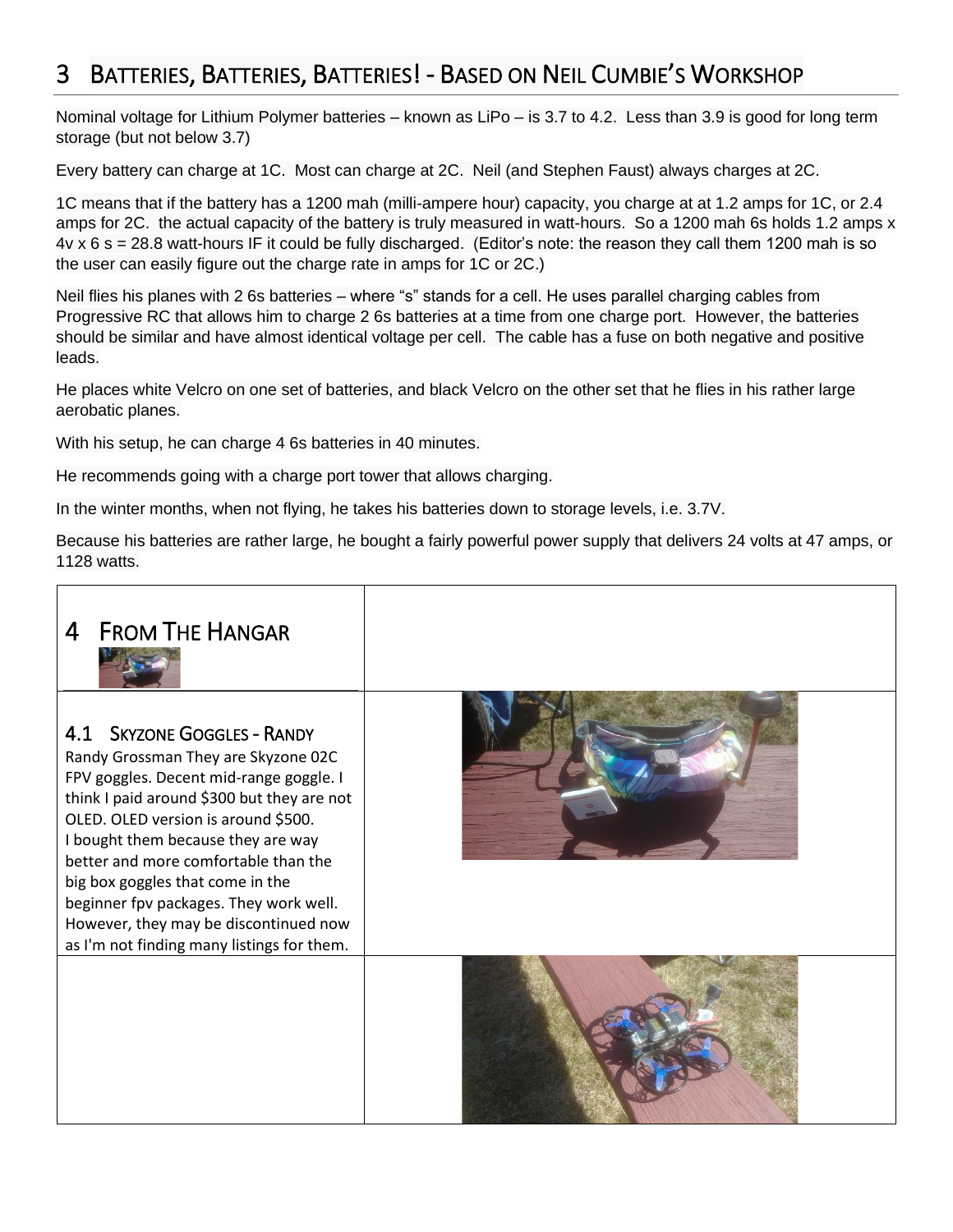# 3 Batteries, Batteries, Batteries! - Based on Neil Cumbie's Workshop

Nominal voltage for Lithium Polymer batteries – known as LiPo – is 3.7 to 4.2. Less than 3.9 is good for long term storage (but not below 3.7)

Every battery can charge at 1C. Most can charge at 2C. Neil (and Stephen Faust) always charges at 2C.

1C means that if the battery has a 1200 mah (milli-ampere hour) capacity, you charge at at 1.2 amps for 1C, or 2.4 amps for 2C. the actual capacity of the battery is truly measured in watt-hours. So a 1200 mah 6s holds 1.2 amps x 4v x 6 s = 28.8 watt-hours IF it could be fully discharged. (Editor's note: the reason they call them 1200 mah is so the user can easily figure out the charge rate in amps for 1C or 2C.)

Neil flies his planes with 2 6s batteries – where "s" stands for a cell. He uses parallel charging cables from Progressive RC that allows him to charge 2 6s batteries at a time from one charge port. However, the batteries should be similar and have almost identical voltage per cell. The cable has a fuse on both negative and positive leads.

He places white Velcro on one set of batteries, and black Velcro on the other set that he flies in his rather large aerobatic planes.

With his setup, he can charge 4 6s batteries in 40 minutes.

He recommends going with a charge port tower that allows charging.

In the winter months, when not flying, he takes his batteries down to storage levels, i.e. 3.7V.

Because his batteries are rather large, he bought a fairly powerful power supply that delivers 24 volts at 47 amps, or 1128 watts.

# 4 From The Hangar

## 4.1 Skyzone Goggles - Randy

Randy Grossman They are Skyzone 02C FPV goggles. Decent mid-range goggle. I think I paid around $300 but they are not OLED. OLED version is around $500. I bought them because they are way better and more comfortable than the big box goggles that come in the beginner fpv packages. They work well. However, they may be discontinued now as I'm not finding many listings for them.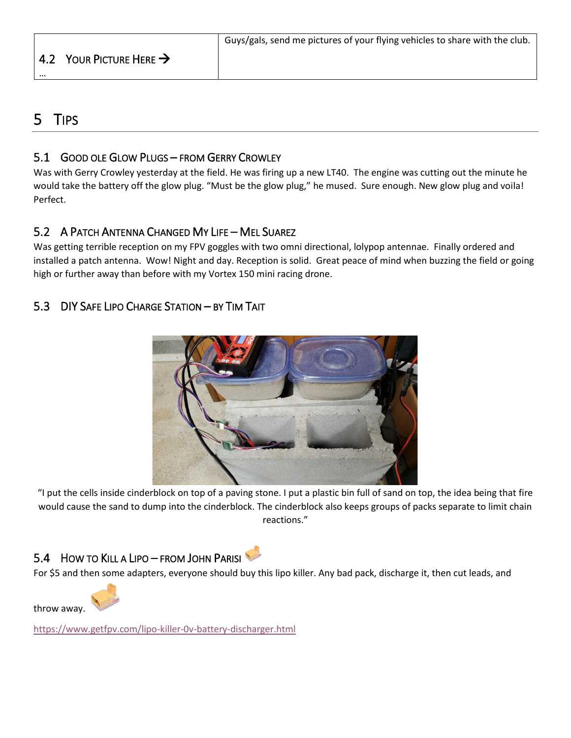| 4.2 Your Picture Here → … | Guys/gals, send me pictures of your flying vehicles to share with the club. |
|---|---|

# 5 Tips

## 5.1 Good ole Glow Plugs – from Gerry Crowley

Was with Gerry Crowley yesterday at the field. He was firing up a new LT40. The engine was cutting out the minute he would take the battery off the glow plug. "Must be the glow plug," he mused. Sure enough. New glow plug and voila! Perfect.

## 5.2 A Patch Antenna Changed My Life – Mel Suarez

Was getting terrible reception on my FPV goggles with two omni directional, lolypop antennae. Finally ordered and installed a patch antenna. Wow! Night and day. Reception is solid. Great peace of mind when buzzing the field or going high or further away than before with my Vortex 150 mini racing drone.

## 5.3 DIY Safe Lipo Charge Station – by Tim Tait

"I put the cells inside cinderblock on top of a paving stone. I put a plastic bin full of sand on top, the idea being that fire would cause the sand to dump into the cinderblock. The cinderblock also keeps groups of packs separate to limit chain reactions."

## 5.4 How to Kill a Lipo – from John Parisi

For $5 and then some adapters, everyone should buy this lipo killer. Any bad pack, discharge it, then cut leads, and throw away.

https://www.getfpv.com/lipo-killer-0v-battery-discharger.html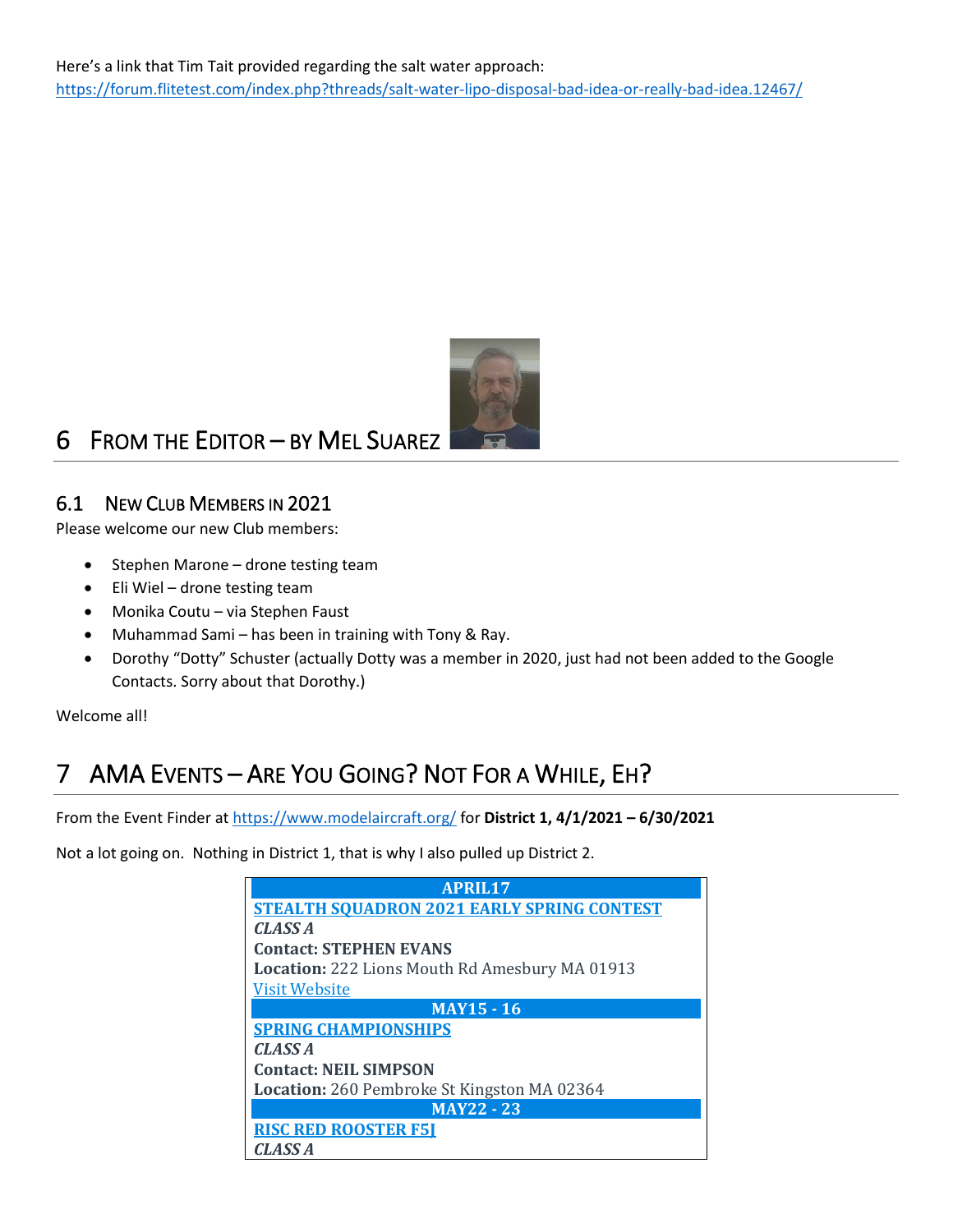Here's a link that Tim Tait provided regarding the salt water approach: [https://forum.flitetest.com/index.php?threads/salt-water-lipo-disposal-bad-idea-or-really-bad-idea.12467/](https://forum.flitetest.com/index.php?threads/salt-water-lipo-disposal-bad-idea-or-really-bad-idea.12467/)

# 6 From the Editor – by Mel Suarez

## 6.1 New Club Members in 2021

Please welcome our new Club members:

- Stephen Marone – drone testing team
- Eli Wiel – drone testing team
- Monika Coutu – via Stephen Faust
- Muhammad Sami – has been in training with Tony & Ray.
- Dorothy "Dotty" Schuster (actually Dotty was a member in 2020, just had not been added to the Google Contacts. Sorry about that Dorothy.)

Welcome all!

# 7 AMA Events – Are You Going? Not For a While, Eh?

From the Event Finder at [https://www.modelaircraft.org/](https://www.modelaircraft.org/) for **District 1, 4/1/2021 – 6/30/2021**

Not a lot going on. Nothing in District 1, that is why I also pulled up District 2.

| APRIL17 |
|---|
| **STEALTH SQUADRON 2021 EARLY SPRING CONTEST** |
| ***CLASS A*** |
| **Contact: STEPHEN EVANS** |
| **Location:** 222 Lions Mouth Rd Amesbury MA 01913 |
| Visit Website |
| **MAY15 - 16** |
| **SPRING CHAMPIONSHIPS** |
| ***CLASS A*** |
| **Contact: NEIL SIMPSON** |
| **Location:** 260 Pembroke St Kingston MA 02364 |
| **MAY22 - 23** |
| **RISC RED ROOSTER F5J** |
| ***CLASS A*** |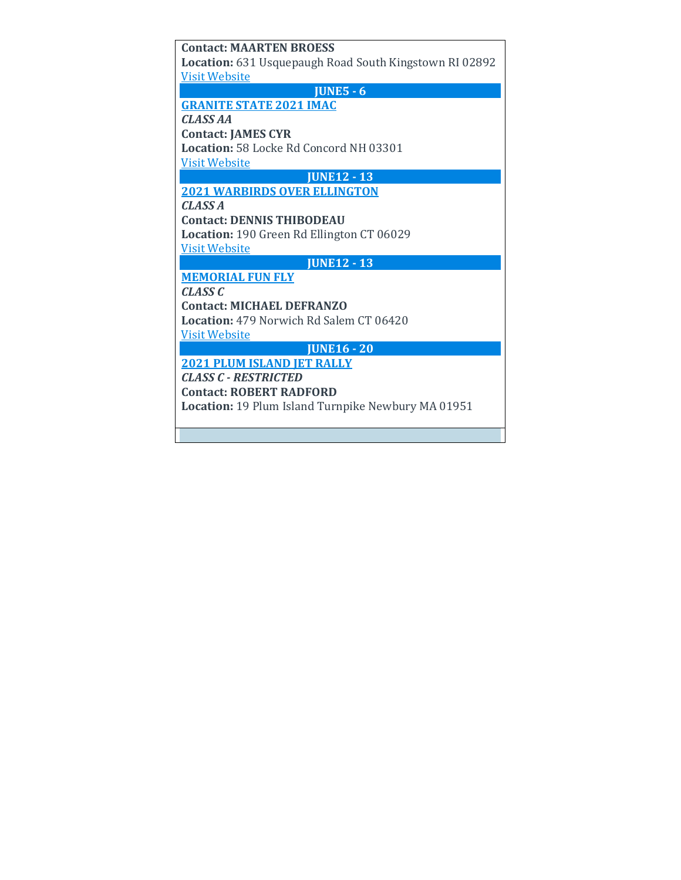**Contact: MAARTEN BROESS**
**Location:** 631 Usquepaugh Road South Kingstown RI 02892
Visit Website

**JUNE5 - 6**

**GRANITE STATE 2021 IMAC**
***CLASS AA***
**Contact: JAMES CYR**
**Location:** 58 Locke Rd Concord NH 03301
Visit Website

**JUNE12 - 13**

**2021 WARBIRDS OVER ELLINGTON**
***CLASS A***
**Contact: DENNIS THIBODEAU**
**Location:** 190 Green Rd Ellington CT 06029
Visit Website

**JUNE12 - 13**

**MEMORIAL FUN FLY**
***CLASS C***
**Contact: MICHAEL DEFRANZO**
**Location:** 479 Norwich Rd Salem CT 06420
Visit Website

**JUNE16 - 20**

**2021 PLUM ISLAND JET RALLY**
***CLASS C - RESTRICTED***
**Contact: ROBERT RADFORD**
**Location:** 19 Plum Island Turnpike Newbury MA 01951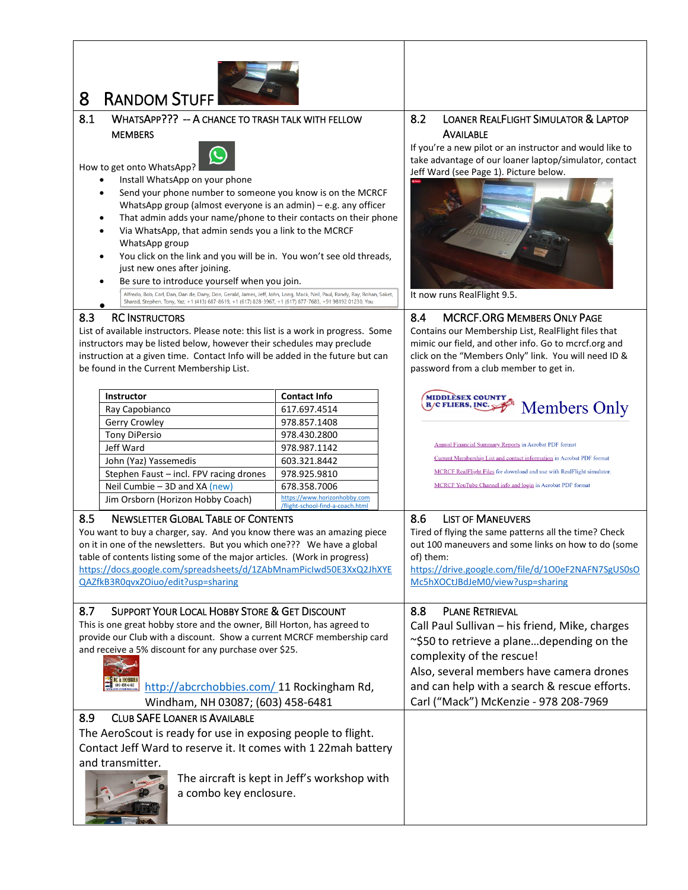# 8 Random Stuff

## 8.1 WhatsApp??? -- A Chance to Trash Talk with Fellow Members

How to get onto WhatsApp?

- Install WhatsApp on your phone
- Send your phone number to someone you know is on the MCRCF WhatsApp group (almost everyone is an admin) – e.g. any officer
- That admin adds your name/phone to their contacts on their phone
- Via WhatsApp, that admin sends you a link to the MCRCF WhatsApp group
- You click on the link and you will be in. You won't see old threads, just new ones after joining.
- Be sure to introduce yourself when you join.
- Alfredo, Bob, Carl, Dan, Dan de, Dany, Don, Gerald, James, Jeff, John, Long, Mack, Neil, Paul, Randy, Ray, Rohan, Saket, Sharad, Stephen, Tony, Yaz, +1 (413) 687-8619, +1 (617) 828-3967, +1 (617) 877-7683, +91 98192 01230, You

## 8.2 Loaner RealFlight Simulator & Laptop Available

If you're a new pilot or an instructor and would like to take advantage of our loaner laptop/simulator, contact Jeff Ward (see Page 1). Picture below.

It now runs RealFlight 9.5.

## 8.3 RC Instructors

List of available instructors. Please note: this list is a work in progress. Some instructors may be listed below, however their schedules may preclude instruction at a given time. Contact Info will be added in the future but can be found in the Current Membership List.

| Instructor | Contact Info |
|---|---|
| Ray Capobianco | 617.697.4514 |
| Gerry Crowley | 978.857.1408 |
| Tony DiPersio | 978.430.2800 |
| Jeff Ward | 978.987.1142 |
| John (Yaz) Yassemedis | 603.321.8442 |
| Stephen Faust – incl. FPV racing drones | 978.925.9810 |
| Neil Cumbie – 3D and XA (new) | 678.358.7006 |
| Jim Orsborn (Horizon Hobby Coach) | https://www.horizonhobby.com/flight-school-find-a-coach.html |

## 8.4 MCRCF.ORG Members Only Page

Contains our Membership List, RealFlight files that mimic our field, and other info. Go to mcrcf.org and click on the "Members Only" link. You will need ID & password from a club member to get in.

Middlesex County R/C Fliers, Inc. Members Only

- Annual Financial Summary Reports in Acrobat PDF format
- Current Membership List and contact information in Acrobat PDF format
- MCRCF RealFlight Files for download and use with RealFlight simulator.
- MCRCF YouTube Channel info and login in Acrobat PDF format

## 8.5 Newsletter Global Table of Contents

You want to buy a charger, say. And you know there was an amazing piece on it in one of the newsletters. But you which one??? We have a global table of contents listing some of the major articles. (Work in progress)
https://docs.google.com/spreadsheets/d/1ZAbMnamPiclwd50E3XxQ2JhXYEQAZfkB3R0qvxZOiuo/edit?usp=sharing

## 8.6 List of Maneuvers

Tired of flying the same patterns all the time? Check out 100 maneuvers and some links on how to do (some of) them:
https://drive.google.com/file/d/1O0eF2NAFN7SgUS0sOMc5hXOCtJBdJeM0/view?usp=sharing

## 8.7 Support Your Local Hobby Store & Get Discount

This is one great hobby store and the owner, Bill Horton, has agreed to provide our Club with a discount. Show a current MCRCF membership card and receive a 5% discount for any purchase over $25.

http://abcrchobbies.com/ 11 Rockingham Rd, Windham, NH 03087; (603) 458-6481

## 8.8 Plane Retrieval

Call Paul Sullivan – his friend, Mike, charges ~$50 to retrieve a plane…depending on the complexity of the rescue!
Also, several members have camera drones and can help with a search & rescue efforts. Carl ("Mack") McKenzie - 978 208-7969

## 8.9 Club SAFE Loaner is Available

The AeroScout is ready for use in exposing people to flight. Contact Jeff Ward to reserve it. It comes with 1 22mah battery and transmitter.

The aircraft is kept in Jeff's workshop with a combo key enclosure.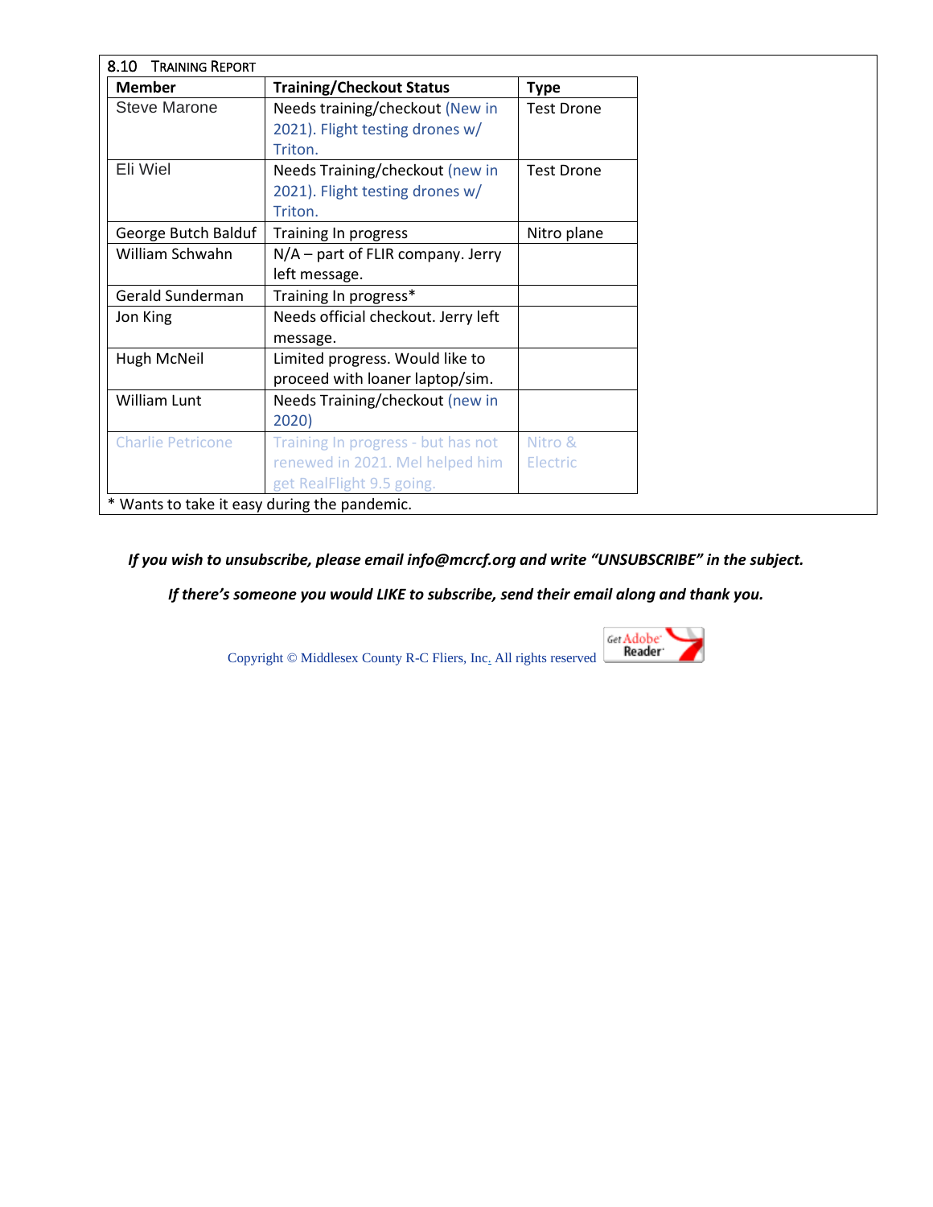### 8.10 Training Report

| Member | Training/Checkout Status | Type |
|---|---|---|
| Steve Marone | Needs training/checkout (New in 2021). Flight testing drones w/ Triton. | Test Drone |
| Eli Wiel | Needs Training/checkout (new in 2021). Flight testing drones w/ Triton. | Test Drone |
| George Butch Balduf | Training In progress | Nitro plane |
| William Schwahn | N/A – part of FLIR company. Jerry left message. | |
| Gerald Sunderman | Training In progress* | |
| Jon King | Needs official checkout. Jerry left message. | |
| Hugh McNeil | Limited progress. Would like to proceed with loaner laptop/sim. | |
| William Lunt | Needs Training/checkout (new in 2020) | |
| Charlie Petricone | Training In progress - but has not renewed in 2021. Mel helped him get RealFlight 9.5 going. | Nitro & Electric |

* Wants to take it easy during the pandemic.

***If you wish to unsubscribe, please email info@mcrcf.org and write "UNSUBSCRIBE" in the subject.***

***If there's someone you would LIKE to subscribe, send their email along and thank you.***

Copyright © Middlesex County R-C Fliers, Inc. All rights reserved

Get Adobe Reader